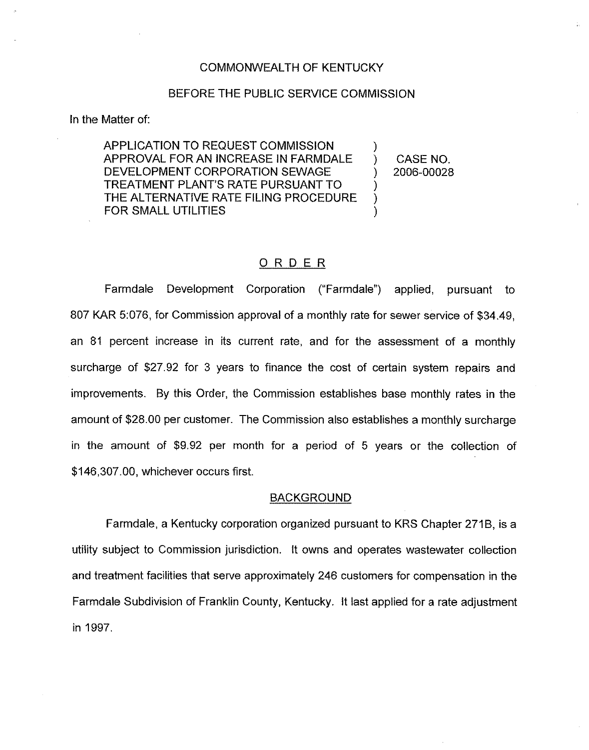COMMONWEALTH OF KENTUCKY

BEFORE THE PUBLIC SERVICE COMMISSION

In the Matter of:

| | | |
|---|---|---|
| APPLICATION TO REQUEST COMMISSION APPROVAL FOR AN INCREASE IN FARMDALE DEVELOPMENT CORPORATION SEWAGE TREATMENT PLANT'S RATE PURSUANT TO THE ALTERNATIVE RATE FILING PROCEDURE FOR SMALL UTILITIES | ) ) ) ) ) ) | CASE NO. 2006-00028 |

## ORDER

Farmdale Development Corporation ("Farmdale") applied, pursuant to 807 KAR 5:076, for Commission approval of a monthly rate for sewer service of $34.49, an 81 percent increase in its current rate, and for the assessment of a monthly surcharge of $27.92 for 3 years to finance the cost of certain system repairs and improvements. By this Order, the Commission establishes base monthly rates in the amount of $28.00 per customer. The Commission also establishes a monthly surcharge in the amount of $9.92 per month for a period of 5 years or the collection of $146,307.00, whichever occurs first.

## BACKGROUND

Farmdale, a Kentucky corporation organized pursuant to KRS Chapter 271B, is a utility subject to Commission jurisdiction. It owns and operates wastewater collection and treatment facilities that serve approximately 246 customers for compensation in the Farmdale Subdivision of Franklin County, Kentucky. It last applied for a rate adjustment in 1997.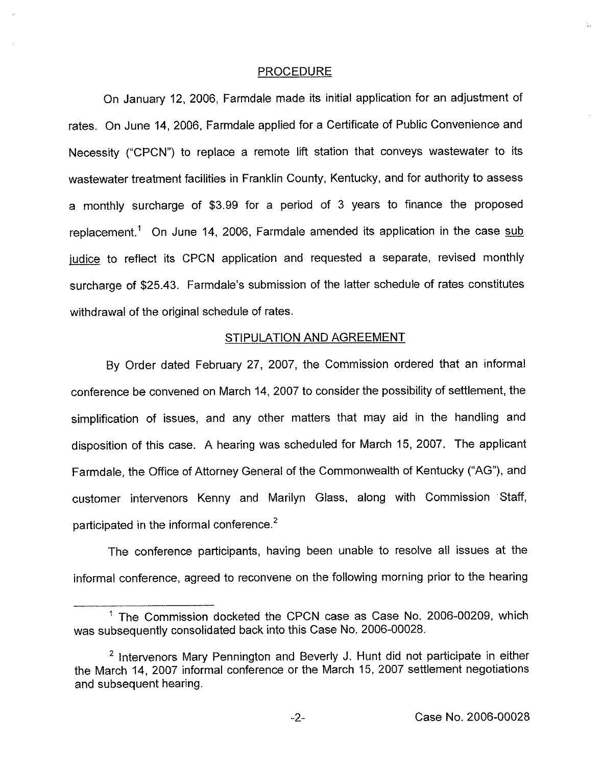## PROCEDURE

On January 12, 2006, Farmdale made its initial application for an adjustment of rates. On June 14, 2006, Farmdale applied for a Certificate of Public Convenience and Necessity ("CPCN") to replace a remote lift station that conveys wastewater to its wastewater treatment facilities in Franklin County, Kentucky, and for authority to assess a monthly surcharge of $3.99 for a period of 3 years to finance the proposed replacement.[1] On June 14, 2006, Farmdale amended its application in the case sub judice to reflect its CPCN application and requested a separate, revised monthly surcharge of $25.43. Farmdale's submission of the latter schedule of rates constitutes withdrawal of the original schedule of rates.

## STIPULATION AND AGREEMENT

By Order dated February 27, 2007, the Commission ordered that an informal conference be convened on March 14, 2007 to consider the possibility of settlement, the simplification of issues, and any other matters that may aid in the handling and disposition of this case. A hearing was scheduled for March 15, 2007. The applicant Farmdale, the Office of Attorney General of the Commonwealth of Kentucky ("AG"), and customer intervenors Kenny and Marilyn Glass, along with Commission Staff, participated in the informal conference.[2]

The conference participants, having been unable to resolve all issues at the informal conference, agreed to reconvene on the following morning prior to the hearing

---

[1] The Commission docketed the CPCN case as Case No. 2006-00209, which was subsequently consolidated back into this Case No. 2006-00028.

[2] Intervenors Mary Pennington and Beverly J. Hunt did not participate in either the March 14, 2007 informal conference or the March 15, 2007 settlement negotiations and subsequent hearing.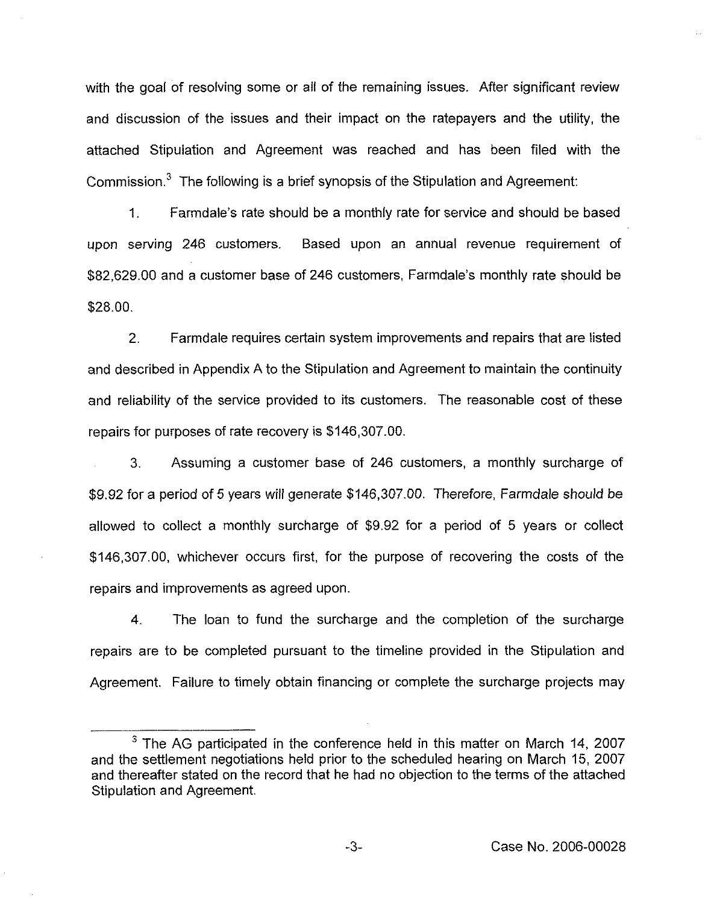with the goal of resolving some or all of the remaining issues. After significant review and discussion of the issues and their impact on the ratepayers and the utility, the attached Stipulation and Agreement was reached and has been filed with the Commission.[3] The following is a brief synopsis of the Stipulation and Agreement:

1. Farmdale's rate should be a monthly rate for service and should be based upon serving 246 customers. Based upon an annual revenue requirement of $82,629.00 and a customer base of 246 customers, Farmdale's monthly rate should be $28.00.

2. Farmdale requires certain system improvements and repairs that are listed and described in Appendix A to the Stipulation and Agreement to maintain the continuity and reliability of the service provided to its customers. The reasonable cost of these repairs for purposes of rate recovery is $146,307.00.

3. Assuming a customer base of 246 customers, a monthly surcharge of $9.92 for a period of 5 years will generate $146,307.00. Therefore, Farmdale should be allowed to collect a monthly surcharge of $9.92 for a period of 5 years or collect $146,307.00, whichever occurs first, for the purpose of recovering the costs of the repairs and improvements as agreed upon.

4. The loan to fund the surcharge and the completion of the surcharge repairs are to be completed pursuant to the timeline provided in the Stipulation and Agreement. Failure to timely obtain financing or complete the surcharge projects may

---

[3] The AG participated in the conference held in this matter on March 14, 2007 and the settlement negotiations held prior to the scheduled hearing on March 15, 2007 and thereafter stated on the record that he had no objection to the terms of the attached Stipulation and Agreement.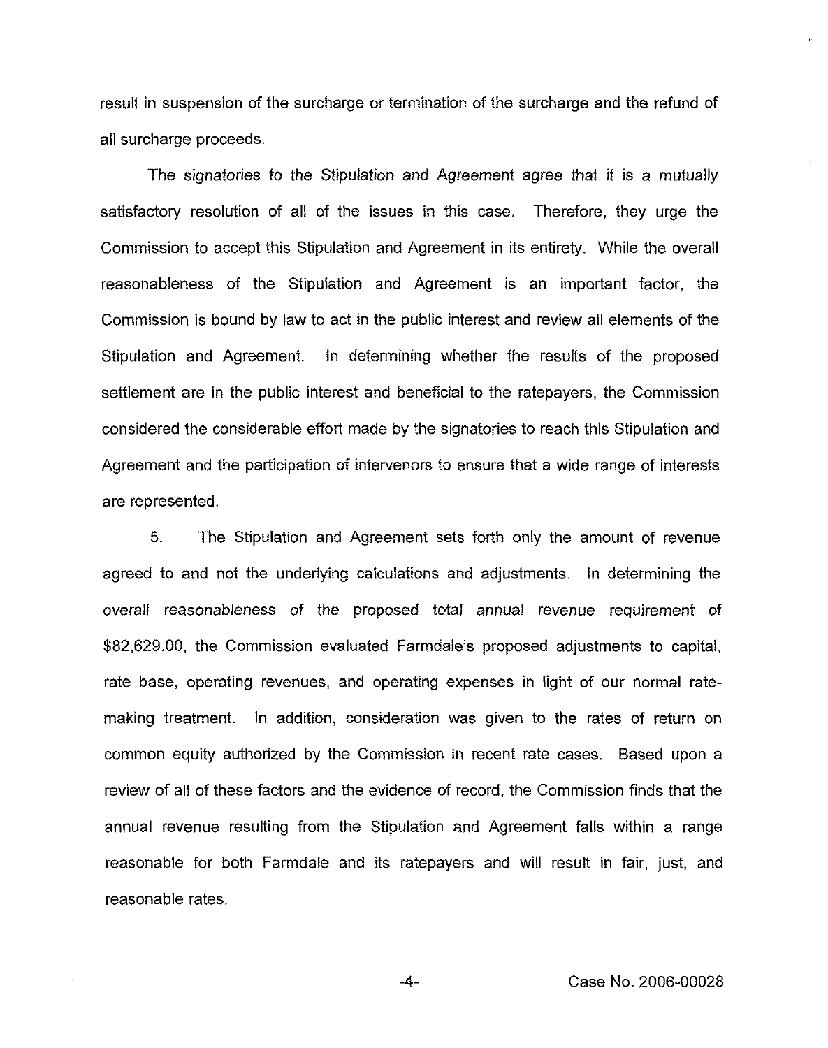result in suspension of the surcharge or termination of the surcharge and the refund of all surcharge proceeds.

The signatories to the Stipulation and Agreement agree that it is a mutually satisfactory resolution of all of the issues in this case. Therefore, they urge the Commission to accept this Stipulation and Agreement in its entirety. While the overall reasonableness of the Stipulation and Agreement is an important factor, the Commission is bound by law to act in the public interest and review all elements of the Stipulation and Agreement. In determining whether the results of the proposed settlement are in the public interest and beneficial to the ratepayers, the Commission considered the considerable effort made by the signatories to reach this Stipulation and Agreement and the participation of intervenors to ensure that a wide range of interests are represented.

5. The Stipulation and Agreement sets forth only the amount of revenue agreed to and not the underlying calculations and adjustments. In determining the overall reasonableness of the proposed total annual revenue requirement of $82,629.00, the Commission evaluated Farmdale's proposed adjustments to capital, rate base, operating revenues, and operating expenses in light of our normal rate-making treatment. In addition, consideration was given to the rates of return on common equity authorized by the Commission in recent rate cases. Based upon a review of all of these factors and the evidence of record, the Commission finds that the annual revenue resulting from the Stipulation and Agreement falls within a range reasonable for both Farmdale and its ratepayers and will result in fair, just, and reasonable rates.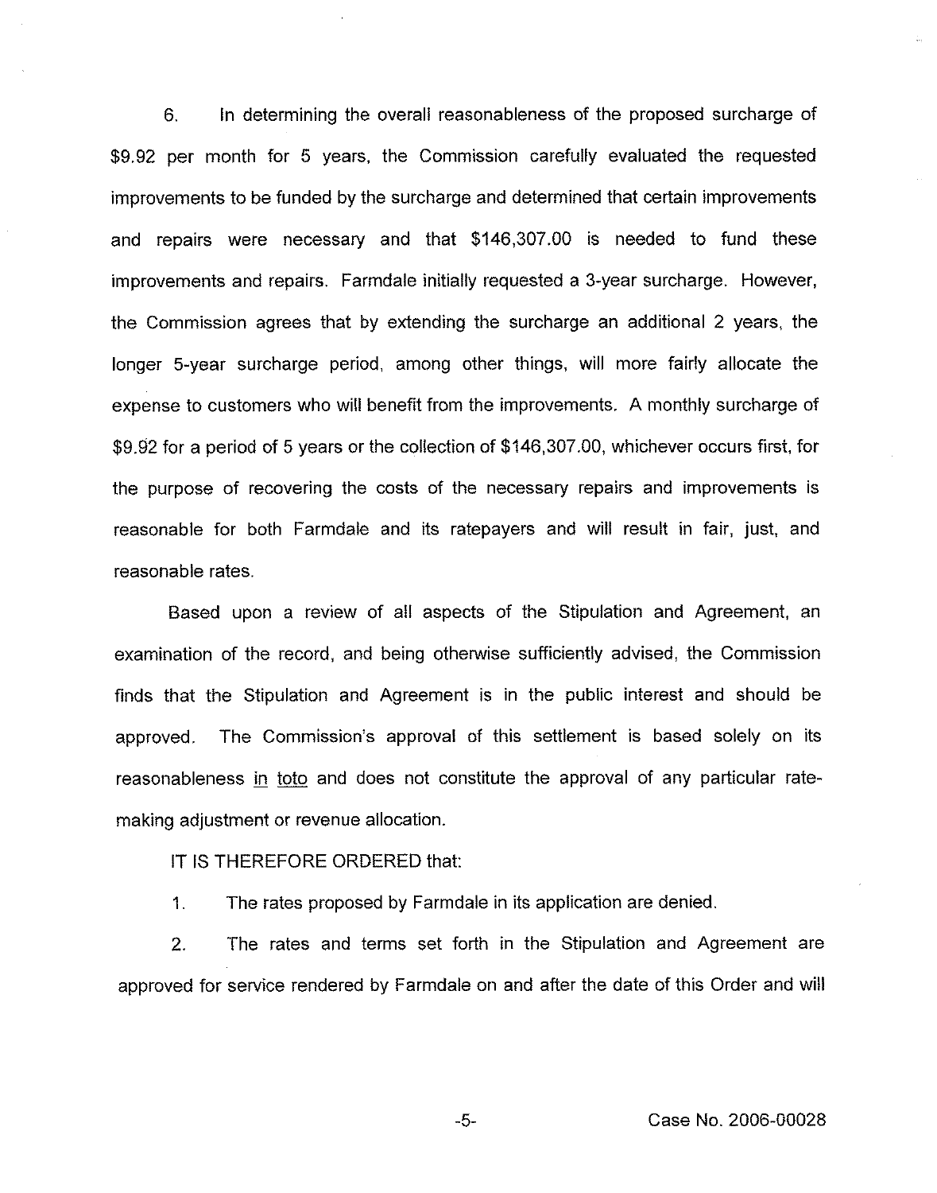6. In determining the overall reasonableness of the proposed surcharge of $9.92 per month for 5 years, the Commission carefully evaluated the requested improvements to be funded by the surcharge and determined that certain improvements and repairs were necessary and that $146,307.00 is needed to fund these improvements and repairs. Farmdale initially requested a 3-year surcharge. However, the Commission agrees that by extending the surcharge an additional 2 years, the longer 5-year surcharge period, among other things, will more fairly allocate the expense to customers who will benefit from the improvements. A monthly surcharge of $9.92 for a period of 5 years or the collection of $146,307.00, whichever occurs first, for the purpose of recovering the costs of the necessary repairs and improvements is reasonable for both Farmdale and its ratepayers and will result in fair, just, and reasonable rates.

Based upon a review of all aspects of the Stipulation and Agreement, an examination of the record, and being otherwise sufficiently advised, the Commission finds that the Stipulation and Agreement is in the public interest and should be approved. The Commission's approval of this settlement is based solely on its reasonableness in toto and does not constitute the approval of any particular rate-making adjustment or revenue allocation.

IT IS THEREFORE ORDERED that:

1. The rates proposed by Farmdale in its application are denied.

2. The rates and terms set forth in the Stipulation and Agreement are approved for service rendered by Farmdale on and after the date of this Order and will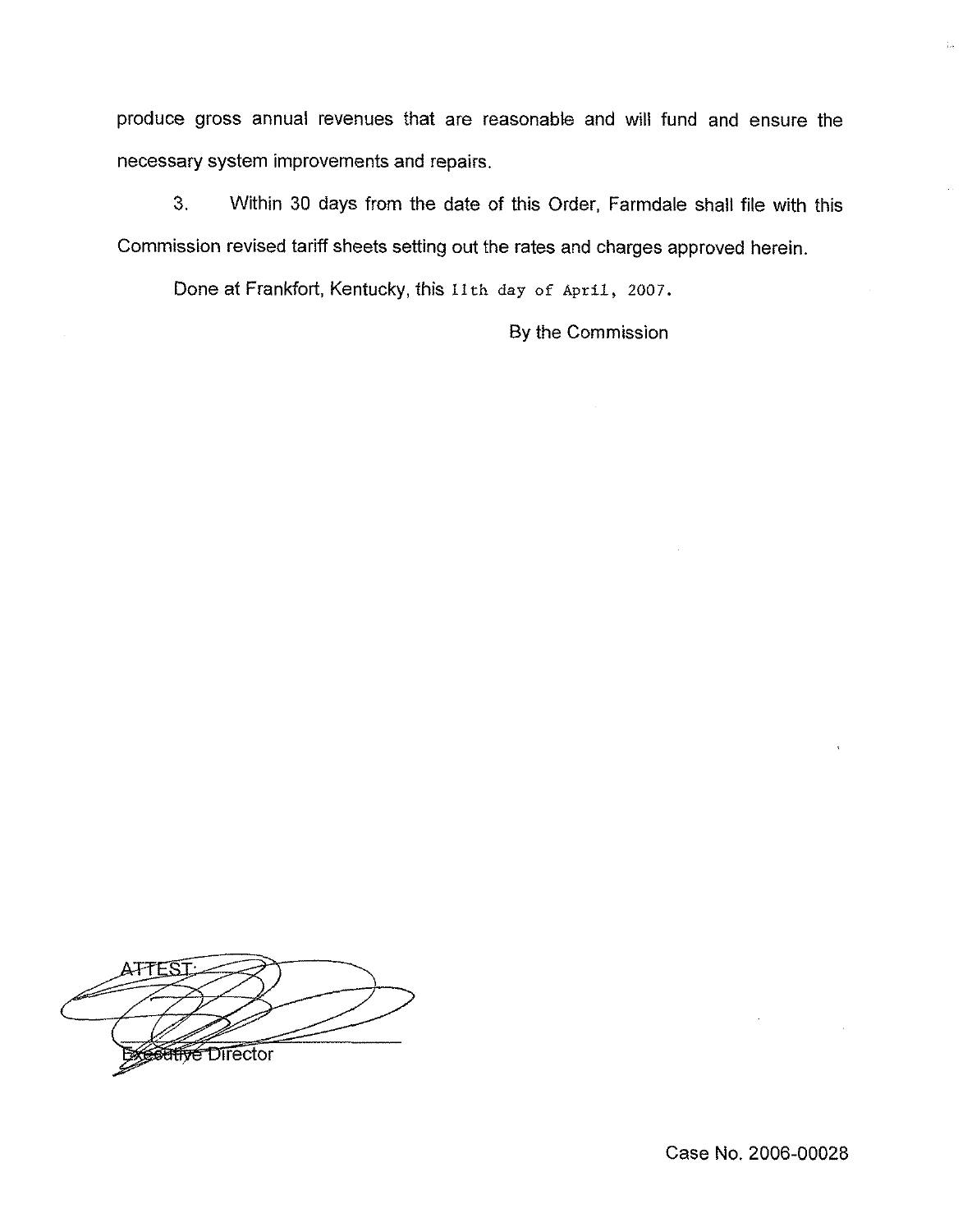produce gross annual revenues that are reasonable and will fund and ensure the necessary system improvements and repairs.

3. Within 30 days from the date of this Order, Farmdale shall file with this Commission revised tariff sheets setting out the rates and charges approved herein.

Done at Frankfort, Kentucky, this 11th day of April, 2007.

By the Commission

ATTEST:

Executive Director

Case No. 2006-00028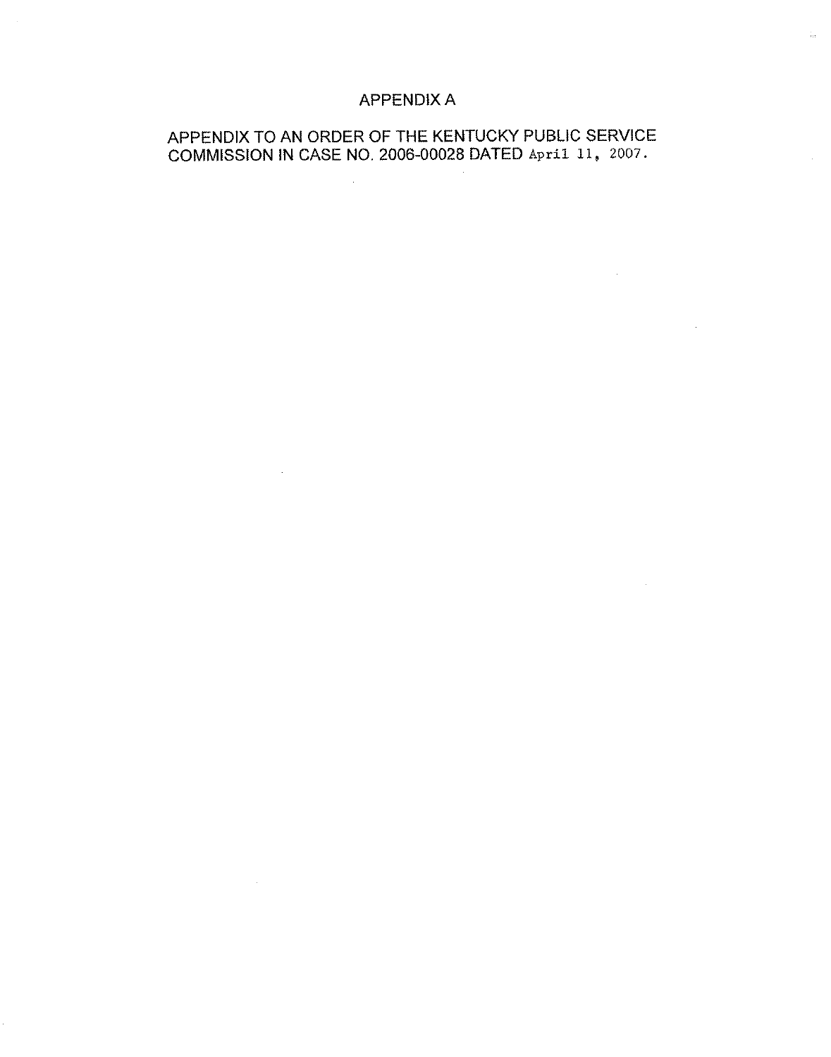# APPENDIX A

APPENDIX TO AN ORDER OF THE KENTUCKY PUBLIC SERVICE COMMISSION IN CASE NO. 2006-00028 DATED April 11, 2007.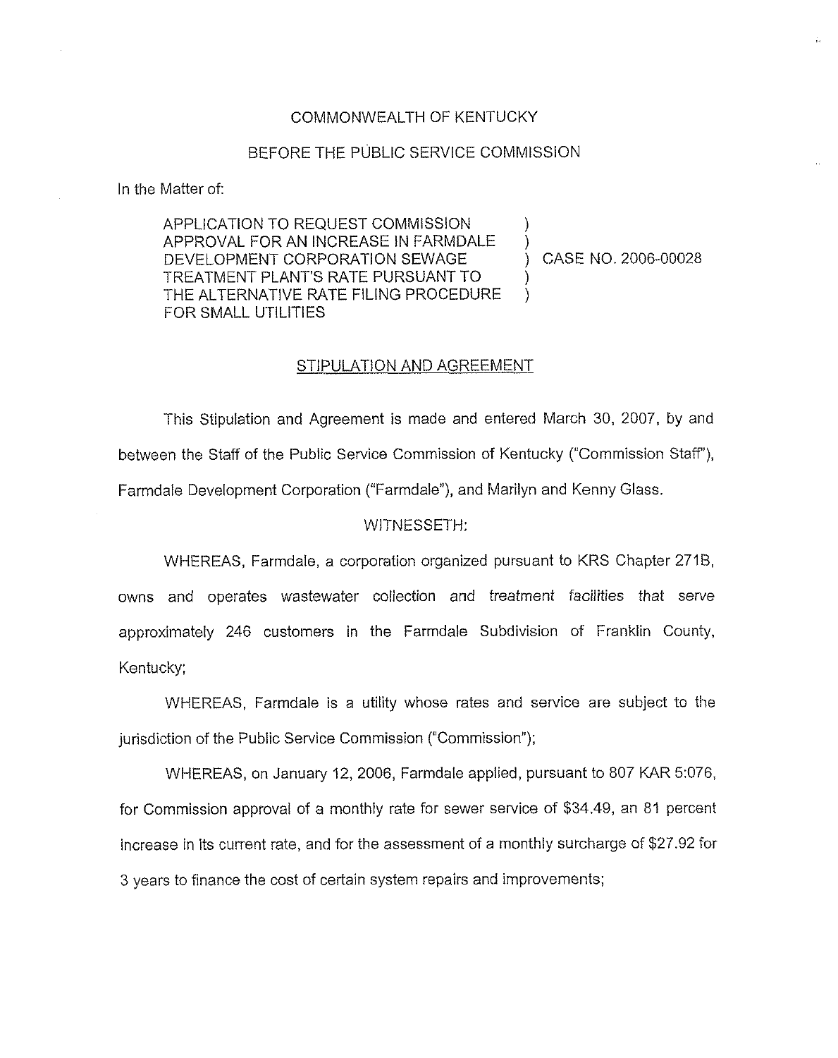COMMONWEALTH OF KENTUCKY

BEFORE THE PUBLIC SERVICE COMMISSION

In the Matter of:

| | | |
|---|---|---|
| APPLICATION TO REQUEST COMMISSION APPROVAL FOR AN INCREASE IN FARMDALE DEVELOPMENT CORPORATION SEWAGE TREATMENT PLANT'S RATE PURSUANT TO THE ALTERNATIVE RATE FILING PROCEDURE FOR SMALL UTILITIES | ) | CASE NO. 2006-00028 |

## STIPULATION AND AGREEMENT

This Stipulation and Agreement is made and entered March 30, 2007, by and between the Staff of the Public Service Commission of Kentucky ("Commission Staff"), Farmdale Development Corporation ("Farmdale"), and Marilyn and Kenny Glass.

WITNESSETH:

WHEREAS, Farmdale, a corporation organized pursuant to KRS Chapter 271B, owns and operates wastewater collection and treatment facilities that serve approximately 246 customers in the Farmdale Subdivision of Franklin County, Kentucky;

WHEREAS, Farmdale is a utility whose rates and service are subject to the jurisdiction of the Public Service Commission ("Commission");

WHEREAS, on January 12, 2006, Farmdale applied, pursuant to 807 KAR 5:076, for Commission approval of a monthly rate for sewer service of $34.49, an 81 percent increase in its current rate, and for the assessment of a monthly surcharge of $27.92 for 3 years to finance the cost of certain system repairs and improvements;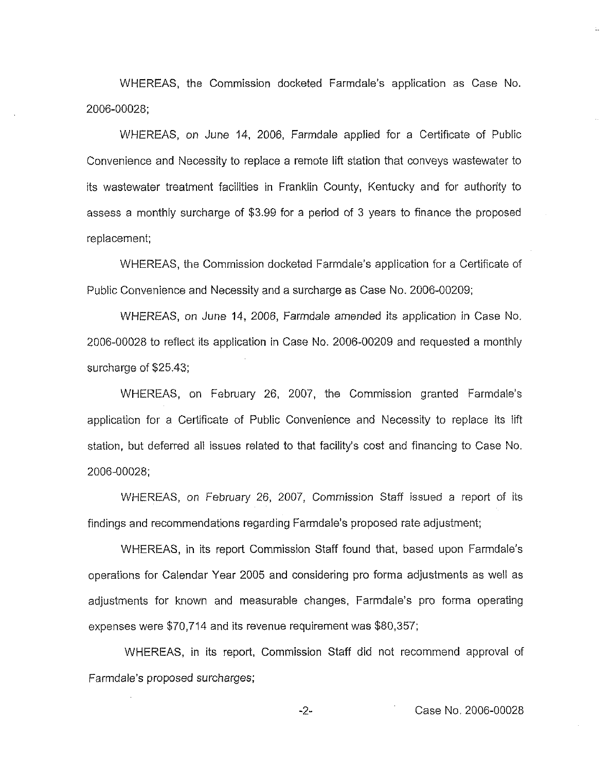WHEREAS, the Commission docketed Farmdale's application as Case No. 2006-00028;

WHEREAS, on June 14, 2006, Farmdale applied for a Certificate of Public Convenience and Necessity to replace a remote lift station that conveys wastewater to its wastewater treatment facilities in Franklin County, Kentucky and for authority to assess a monthly surcharge of $3.99 for a period of 3 years to finance the proposed replacement;

WHEREAS, the Commission docketed Farmdale's application for a Certificate of Public Convenience and Necessity and a surcharge as Case No. 2006-00209;

WHEREAS, on June 14, 2006, Farmdale amended its application in Case No. 2006-00028 to reflect its application in Case No. 2006-00209 and requested a monthly surcharge of $25.43;

WHEREAS, on February 26, 2007, the Commission granted Farmdale's application for a Certificate of Public Convenience and Necessity to replace its lift station, but deferred all issues related to that facility's cost and financing to Case No. 2006-00028;

WHEREAS, on February 26, 2007, Commission Staff issued a report of its findings and recommendations regarding Farmdale's proposed rate adjustment;

WHEREAS, in its report Commission Staff found that, based upon Farmdale's operations for Calendar Year 2005 and considering pro forma adjustments as well as adjustments for known and measurable changes, Farmdale's pro forma operating expenses were $70,714 and its revenue requirement was $80,357;

WHEREAS, in its report, Commission Staff did not recommend approval of Farmdale's proposed surcharges;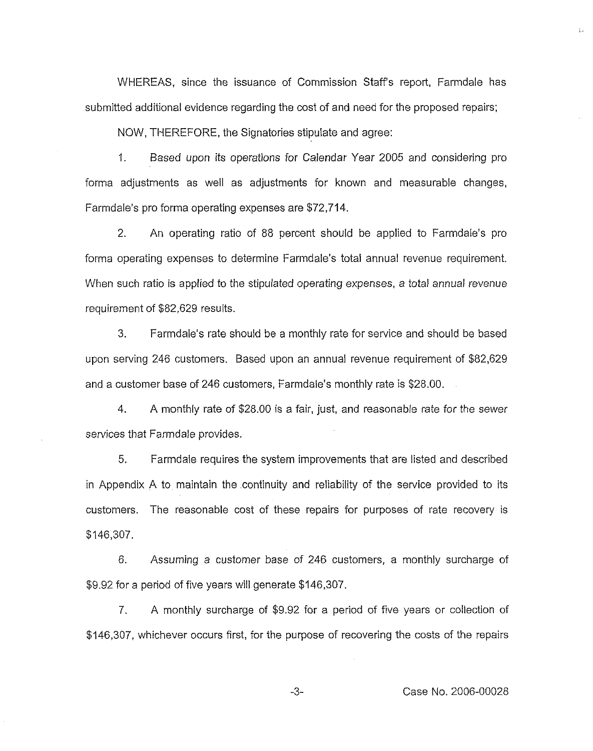WHEREAS, since the issuance of Commission Staff's report, Farmdale has submitted additional evidence regarding the cost of and need for the proposed repairs;

NOW, THEREFORE, the Signatories stipulate and agree:

1. Based upon its operations for Calendar Year 2005 and considering pro forma adjustments as well as adjustments for known and measurable changes, Farmdale's pro forma operating expenses are $72,714.

2. An operating ratio of 88 percent should be applied to Farmdale's pro forma operating expenses to determine Farmdale's total annual revenue requirement. When such ratio is applied to the stipulated operating expenses, a total annual revenue requirement of $82,629 results.

3. Farmdale's rate should be a monthly rate for service and should be based upon serving 246 customers. Based upon an annual revenue requirement of $82,629 and a customer base of 246 customers, Farmdale's monthly rate is $28.00.

4. A monthly rate of $28.00 is a fair, just, and reasonable rate for the sewer services that Farmdale provides.

5. Farmdale requires the system improvements that are listed and described in Appendix A to maintain the continuity and reliability of the service provided to its customers. The reasonable cost of these repairs for purposes of rate recovery is $146,307.

6. Assuming a customer base of 246 customers, a monthly surcharge of $9.92 for a period of five years will generate $146,307.

7. A monthly surcharge of $9.92 for a period of five years or collection of $146,307, whichever occurs first, for the purpose of recovering the costs of the repairs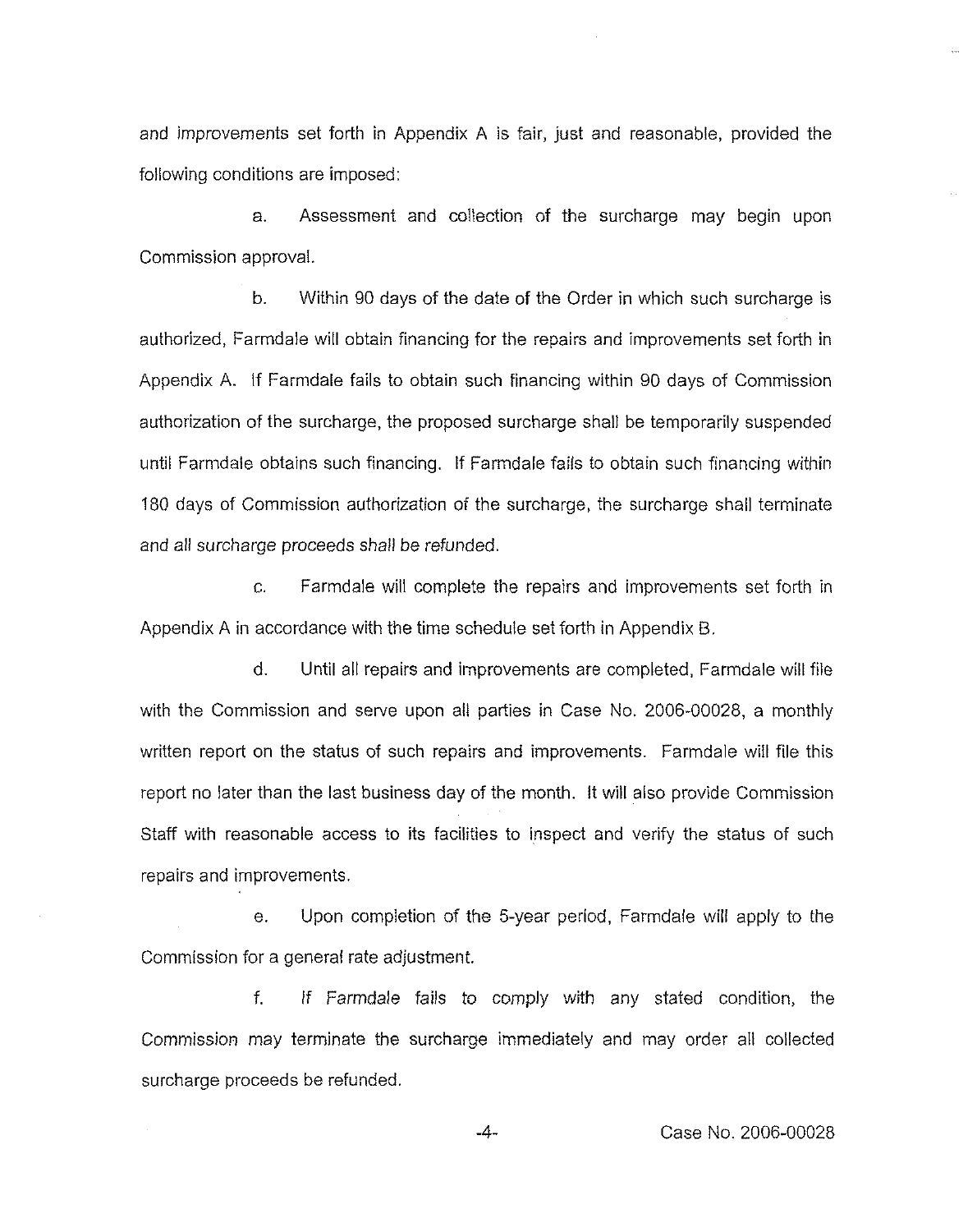and improvements set forth in Appendix A is fair, just and reasonable, provided the following conditions are imposed:

a. Assessment and collection of the surcharge may begin upon Commission approval.

b. Within 90 days of the date of the Order in which such surcharge is authorized, Farmdale will obtain financing for the repairs and improvements set forth in Appendix A. If Farmdale fails to obtain such financing within 90 days of Commission authorization of the surcharge, the proposed surcharge shall be temporarily suspended until Farmdale obtains such financing. If Farmdale fails to obtain such financing within 180 days of Commission authorization of the surcharge, the surcharge shall terminate and all surcharge proceeds shall be refunded.

c. Farmdale will complete the repairs and improvements set forth in Appendix A in accordance with the time schedule set forth in Appendix B.

d. Until all repairs and improvements are completed, Farmdale will file with the Commission and serve upon all parties in Case No. 2006-00028, a monthly written report on the status of such repairs and improvements. Farmdale will file this report no later than the last business day of the month. It will also provide Commission Staff with reasonable access to its facilities to inspect and verify the status of such repairs and improvements.

e. Upon completion of the 5-year period, Farmdale will apply to the Commission for a general rate adjustment.

f. If Farmdale fails to comply with any stated condition, the Commission may terminate the surcharge immediately and may order all collected surcharge proceeds be refunded.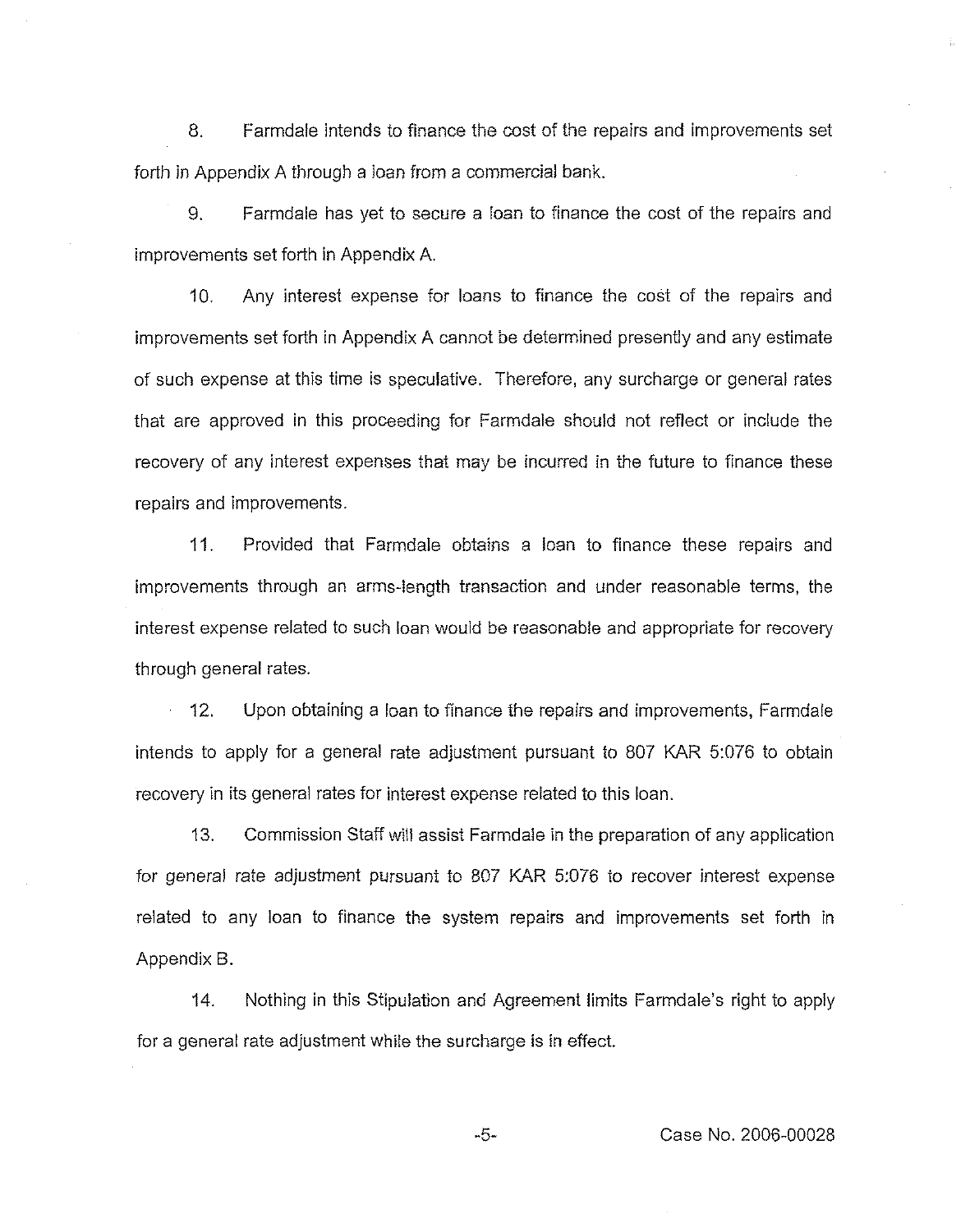8. Farmdale intends to finance the cost of the repairs and improvements set forth in Appendix A through a loan from a commercial bank.

9. Farmdale has yet to secure a loan to finance the cost of the repairs and improvements set forth in Appendix A.

10. Any interest expense for loans to finance the cost of the repairs and improvements set forth in Appendix A cannot be determined presently and any estimate of such expense at this time is speculative. Therefore, any surcharge or general rates that are approved in this proceeding for Farmdale should not reflect or include the recovery of any interest expenses that may be incurred in the future to finance these repairs and improvements.

11. Provided that Farmdale obtains a loan to finance these repairs and improvements through an arms-length transaction and under reasonable terms, the interest expense related to such loan would be reasonable and appropriate for recovery through general rates.

12. Upon obtaining a loan to finance the repairs and improvements, Farmdale intends to apply for a general rate adjustment pursuant to 807 KAR 5:076 to obtain recovery in its general rates for interest expense related to this loan.

13. Commission Staff will assist Farmdale in the preparation of any application for general rate adjustment pursuant to 807 KAR 5:076 to recover interest expense related to any loan to finance the system repairs and improvements set forth in Appendix B.

14. Nothing in this Stipulation and Agreement limits Farmdale's right to apply for a general rate adjustment while the surcharge is in effect.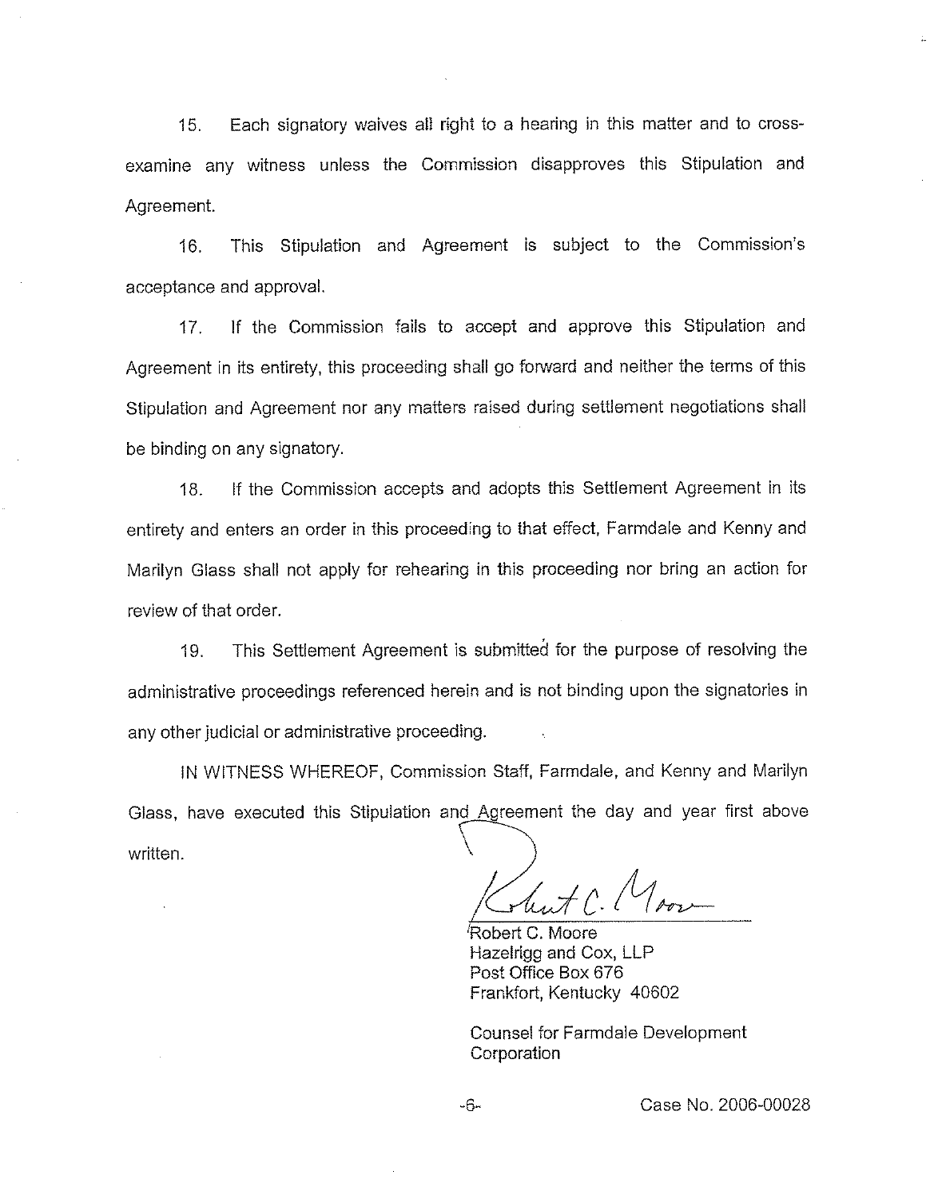15. Each signatory waives all right to a hearing in this matter and to cross-examine any witness unless the Commission disapproves this Stipulation and Agreement.

16. This Stipulation and Agreement is subject to the Commission's acceptance and approval.

17. If the Commission fails to accept and approve this Stipulation and Agreement in its entirety, this proceeding shall go forward and neither the terms of this Stipulation and Agreement nor any matters raised during settlement negotiations shall be binding on any signatory.

18. If the Commission accepts and adopts this Settlement Agreement in its entirety and enters an order in this proceeding to that effect, Farmdale and Kenny and Marilyn Glass shall not apply for rehearing in this proceeding nor bring an action for review of that order.

19. This Settlement Agreement is submitted for the purpose of resolving the administrative proceedings referenced herein and is not binding upon the signatories in any other judicial or administrative proceeding.

IN WITNESS WHEREOF, Commission Staff, Farmdale, and Kenny and Marilyn Glass, have executed this Stipulation and Agreement the day and year first above written.

Robert C. Moore
Hazelrigg and Cox, LLP
Post Office Box 676
Frankfort, Kentucky 40602

Counsel for Farmdale Development Corporation

Case No. 2006-00028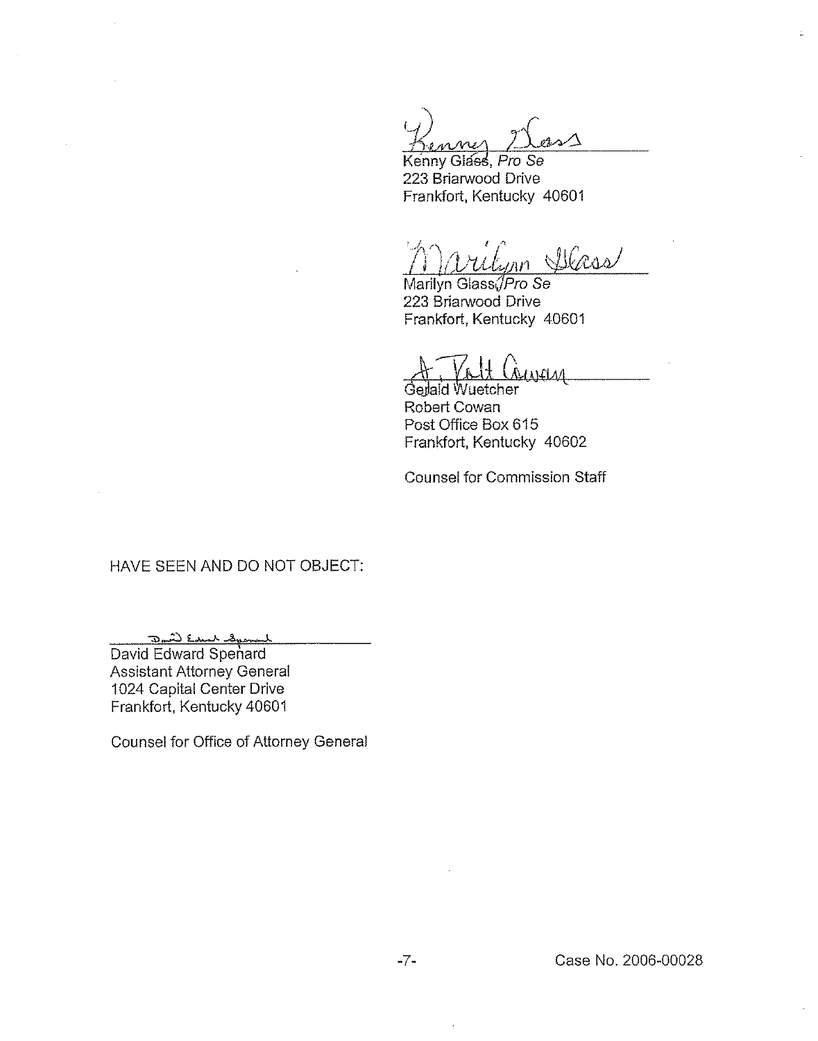Kenny Glass, *Pro Se*
223 Briarwood Drive
Frankfort, Kentucky 40601

Marilyn Glass, *Pro Se*
223 Briarwood Drive
Frankfort, Kentucky 40601

Gerald Wuetcher
Robert Cowan
Post Office Box 615
Frankfort, Kentucky 40602

Counsel for Commission Staff

HAVE SEEN AND DO NOT OBJECT:

David Edward Spenard
Assistant Attorney General
1024 Capital Center Drive
Frankfort, Kentucky 40601

Counsel for Office of Attorney General

Case No. 2006-00028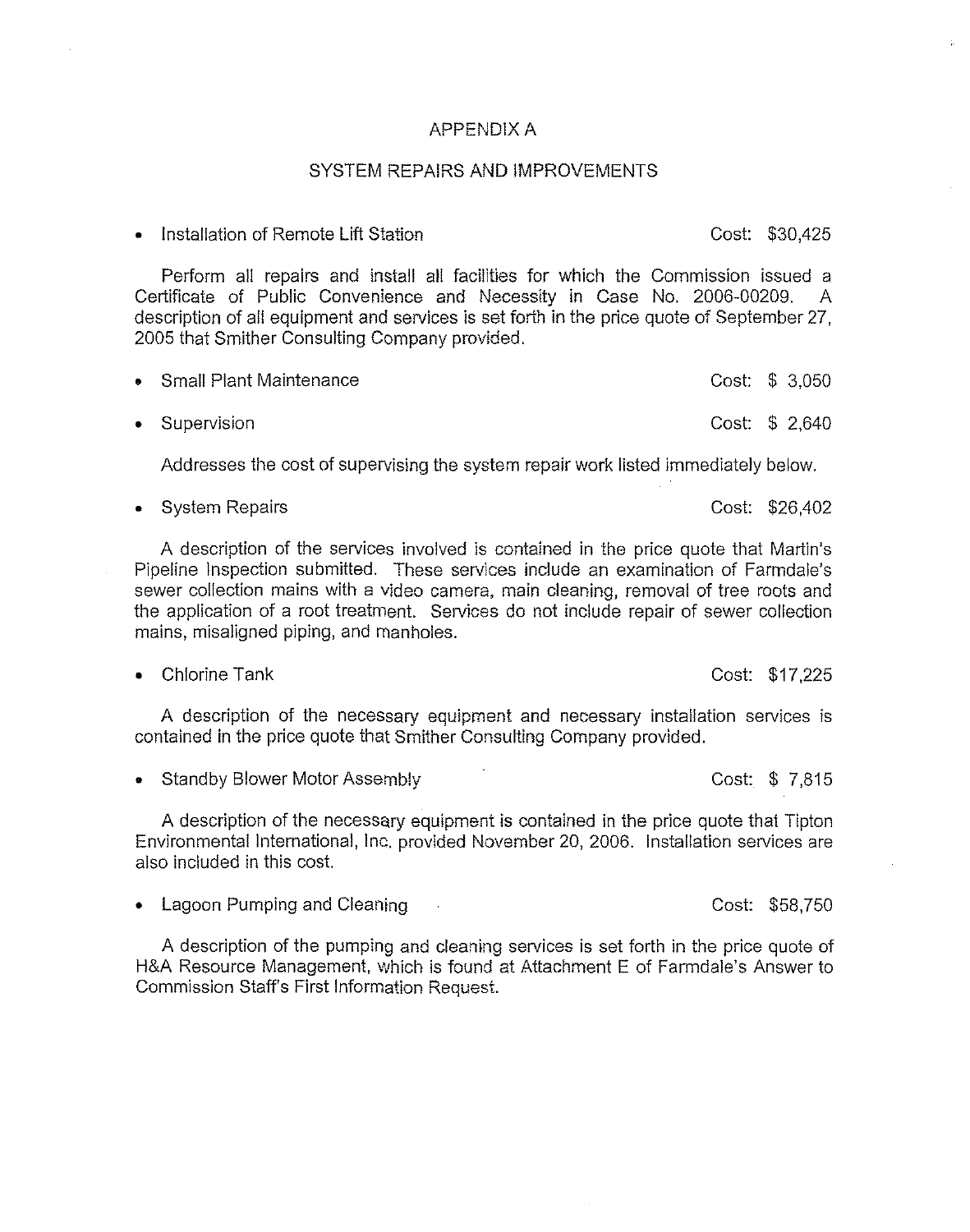# APPENDIX A

## SYSTEM REPAIRS AND IMPROVEMENTS

- Installation of Remote Lift Station — Cost: $30,425

Perform all repairs and install all facilities for which the Commission issued a Certificate of Public Convenience and Necessity in Case No. 2006-00209. A description of all equipment and services is set forth in the price quote of September 27, 2005 that Smither Consulting Company provided.

- Small Plant Maintenance — Cost: $ 3,050

- Supervision — Cost: $ 2,640

Addresses the cost of supervising the system repair work listed immediately below.

- System Repairs — Cost: $26,402

A description of the services involved is contained in the price quote that Martin's Pipeline Inspection submitted. These services include an examination of Farmdale's sewer collection mains with a video camera, main cleaning, removal of tree roots and the application of a root treatment. Services do not include repair of sewer collection mains, misaligned piping, and manholes.

- Chlorine Tank — Cost: $17,225

A description of the necessary equipment and necessary installation services is contained in the price quote that Smither Consulting Company provided.

- Standby Blower Motor Assembly — Cost: $ 7,815

A description of the necessary equipment is contained in the price quote that Tipton Environmental International, Inc. provided November 20, 2006. Installation services are also included in this cost.

- Lagoon Pumping and Cleaning — Cost: $58,750

A description of the pumping and cleaning services is set forth in the price quote of H&A Resource Management, which is found at Attachment E of Farmdale's Answer to Commission Staff's First Information Request.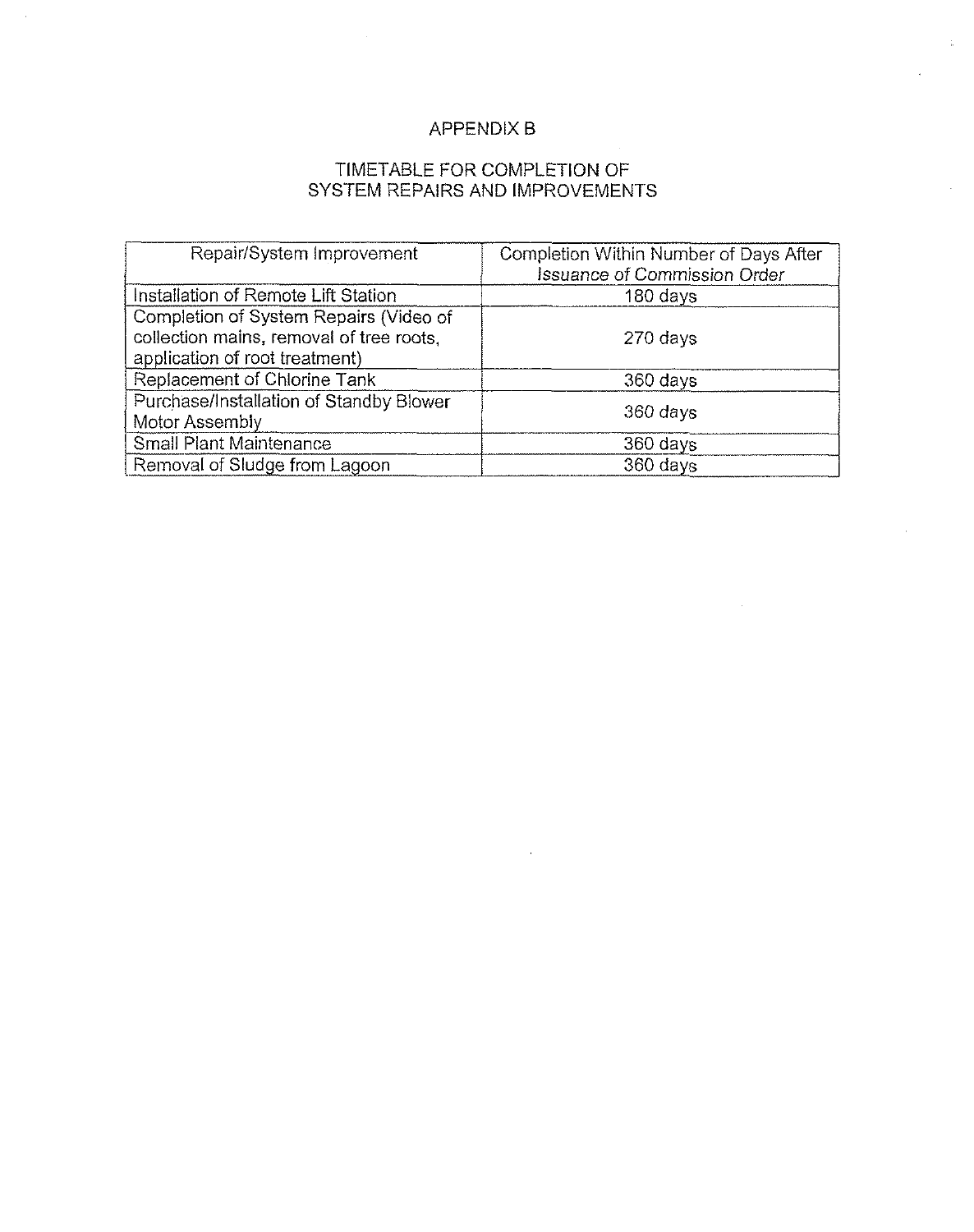# APPENDIX B

## TIMETABLE FOR COMPLETION OF SYSTEM REPAIRS AND IMPROVEMENTS

| Repair/System Improvement | Completion Within Number of Days After *Issuance of Commission Order* |
|---|---|
| Installation of Remote Lift Station | 180 days |
| Completion of System Repairs (Video of collection mains, removal of tree roots, application of root treatment) | 270 days |
| Replacement of Chlorine Tank | 360 days |
| Purchase/Installation of Standby Blower Motor Assembly | 360 days |
| Small Plant Maintenance | 360 days |
| Removal of Sludge from Lagoon | 360 days |